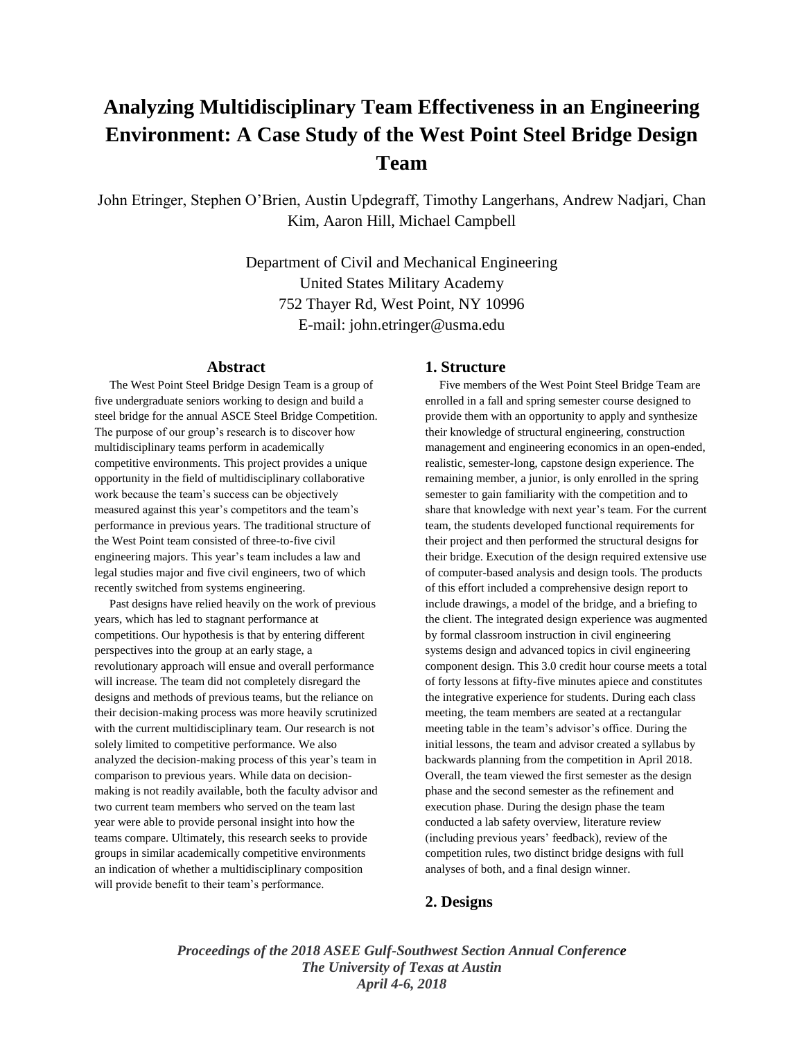# Analyzing Multidisciplinary Team Effectiveness in an Engineering Environment: A Case Study of the West Point Steel Bridge Design Team

John Etringer, Stephen O'Brien, Austin Updegraff, Timothy Langerhans, Andrew Nadjari, Chan Kim, Aaron Hill, Michael Campbell

Department of Civil and Mechanical Engineering
United States Military Academy
752 Thayer Rd, West Point, NY 10996
E-mail: john.etringer@usma.edu

## Abstract

The West Point Steel Bridge Design Team is a group of five undergraduate seniors working to design and build a steel bridge for the annual ASCE Steel Bridge Competition. The purpose of our group's research is to discover how multidisciplinary teams perform in academically competitive environments. This project provides a unique opportunity in the field of multidisciplinary collaborative work because the team's success can be objectively measured against this year's competitors and the team's performance in previous years. The traditional structure of the West Point team consisted of three-to-five civil engineering majors. This year's team includes a law and legal studies major and five civil engineers, two of which recently switched from systems engineering.

Past designs have relied heavily on the work of previous years, which has led to stagnant performance at competitions. Our hypothesis is that by entering different perspectives into the group at an early stage, a revolutionary approach will ensue and overall performance will increase. The team did not completely disregard the designs and methods of previous teams, but the reliance on their decision-making process was more heavily scrutinized with the current multidisciplinary team. Our research is not solely limited to competitive performance. We also analyzed the decision-making process of this year's team in comparison to previous years. While data on decision-making is not readily available, both the faculty advisor and two current team members who served on the team last year were able to provide personal insight into how the teams compare. Ultimately, this research seeks to provide groups in similar academically competitive environments an indication of whether a multidisciplinary composition will provide benefit to their team's performance.

## 1. Structure

Five members of the West Point Steel Bridge Team are enrolled in a fall and spring semester course designed to provide them with an opportunity to apply and synthesize their knowledge of structural engineering, construction management and engineering economics in an open-ended, realistic, semester-long, capstone design experience. The remaining member, a junior, is only enrolled in the spring semester to gain familiarity with the competition and to share that knowledge with next year's team. For the current team, the students developed functional requirements for their project and then performed the structural designs for their bridge. Execution of the design required extensive use of computer-based analysis and design tools. The products of this effort included a comprehensive design report to include drawings, a model of the bridge, and a briefing to the client. The integrated design experience was augmented by formal classroom instruction in civil engineering systems design and advanced topics in civil engineering component design. This 3.0 credit hour course meets a total of forty lessons at fifty-five minutes apiece and constitutes the integrative experience for students. During each class meeting, the team members are seated at a rectangular meeting table in the team's advisor's office. During the initial lessons, the team and advisor created a syllabus by backwards planning from the competition in April 2018. Overall, the team viewed the first semester as the design phase and the second semester as the refinement and execution phase. During the design phase the team conducted a lab safety overview, literature review (including previous years' feedback), review of the competition rules, two distinct bridge designs with full analyses of both, and a final design winner.

## 2. Designs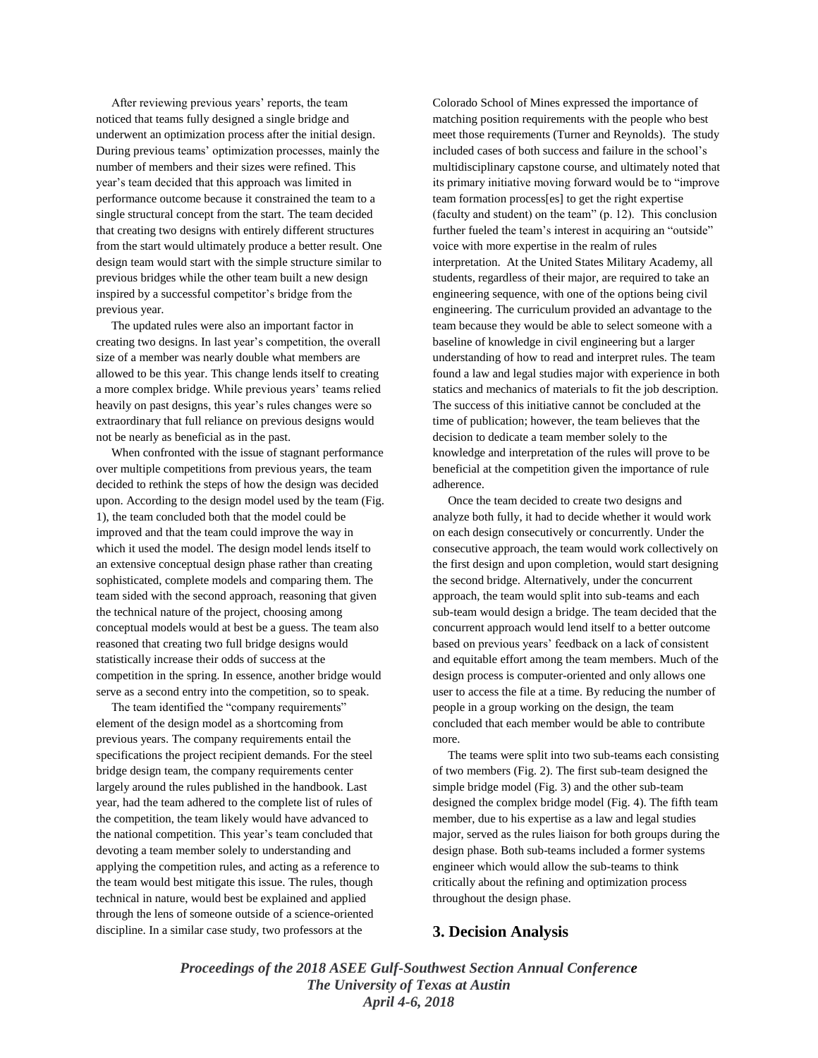After reviewing previous years' reports, the team noticed that teams fully designed a single bridge and underwent an optimization process after the initial design. During previous teams' optimization processes, mainly the number of members and their sizes were refined. This year's team decided that this approach was limited in performance outcome because it constrained the team to a single structural concept from the start. The team decided that creating two designs with entirely different structures from the start would ultimately produce a better result. One design team would start with the simple structure similar to previous bridges while the other team built a new design inspired by a successful competitor's bridge from the previous year.

The updated rules were also an important factor in creating two designs. In last year's competition, the overall size of a member was nearly double what members are allowed to be this year. This change lends itself to creating a more complex bridge. While previous years' teams relied heavily on past designs, this year's rules changes were so extraordinary that full reliance on previous designs would not be nearly as beneficial as in the past.

When confronted with the issue of stagnant performance over multiple competitions from previous years, the team decided to rethink the steps of how the design was decided upon. According to the design model used by the team (Fig. 1), the team concluded both that the model could be improved and that the team could improve the way in which it used the model. The design model lends itself to an extensive conceptual design phase rather than creating sophisticated, complete models and comparing them. The team sided with the second approach, reasoning that given the technical nature of the project, choosing among conceptual models would at best be a guess. The team also reasoned that creating two full bridge designs would statistically increase their odds of success at the competition in the spring. In essence, another bridge would serve as a second entry into the competition, so to speak.

The team identified the "company requirements" element of the design model as a shortcoming from previous years. The company requirements entail the specifications the project recipient demands. For the steel bridge design team, the company requirements center largely around the rules published in the handbook. Last year, had the team adhered to the complete list of rules of the competition, the team likely would have advanced to the national competition. This year's team concluded that devoting a team member solely to understanding and applying the competition rules, and acting as a reference to the team would best mitigate this issue. The rules, though technical in nature, would best be explained and applied through the lens of someone outside of a science-oriented discipline. In a similar case study, two professors at the Colorado School of Mines expressed the importance of matching position requirements with the people who best meet those requirements (Turner and Reynolds). The study included cases of both success and failure in the school's multidisciplinary capstone course, and ultimately noted that its primary initiative moving forward would be to "improve team formation process[es] to get the right expertise (faculty and student) on the team" (p. 12). This conclusion further fueled the team's interest in acquiring an "outside" voice with more expertise in the realm of rules interpretation. At the United States Military Academy, all students, regardless of their major, are required to take an engineering sequence, with one of the options being civil engineering. The curriculum provided an advantage to the team because they would be able to select someone with a baseline of knowledge in civil engineering but a larger understanding of how to read and interpret rules. The team found a law and legal studies major with experience in both statics and mechanics of materials to fit the job description. The success of this initiative cannot be concluded at the time of publication; however, the team believes that the decision to dedicate a team member solely to the knowledge and interpretation of the rules will prove to be beneficial at the competition given the importance of rule adherence.

Once the team decided to create two designs and analyze both fully, it had to decide whether it would work on each design consecutively or concurrently. Under the consecutive approach, the team would work collectively on the first design and upon completion, would start designing the second bridge. Alternatively, under the concurrent approach, the team would split into sub-teams and each sub-team would design a bridge. The team decided that the concurrent approach would lend itself to a better outcome based on previous years' feedback on a lack of consistent and equitable effort among the team members. Much of the design process is computer-oriented and only allows one user to access the file at a time. By reducing the number of people in a group working on the design, the team concluded that each member would be able to contribute more.

The teams were split into two sub-teams each consisting of two members (Fig. 2). The first sub-team designed the simple bridge model (Fig. 3) and the other sub-team designed the complex bridge model (Fig. 4). The fifth team member, due to his expertise as a law and legal studies major, served as the rules liaison for both groups during the design phase. Both sub-teams included a former systems engineer which would allow the sub-teams to think critically about the refining and optimization process throughout the design phase.

## 3. Decision Analysis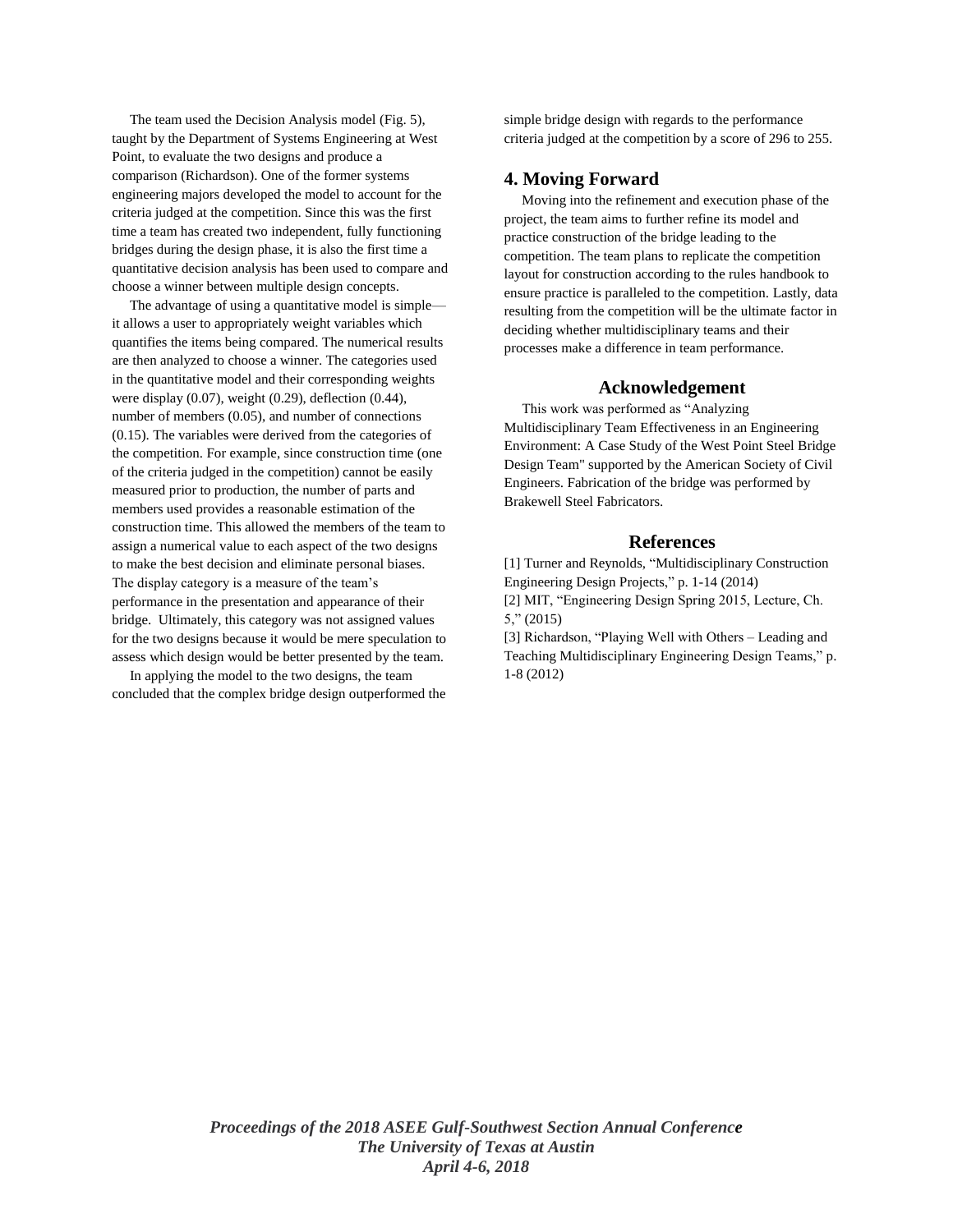The team used the Decision Analysis model (Fig. 5), taught by the Department of Systems Engineering at West Point, to evaluate the two designs and produce a comparison (Richardson). One of the former systems engineering majors developed the model to account for the criteria judged at the competition. Since this was the first time a team has created two independent, fully functioning bridges during the design phase, it is also the first time a quantitative decision analysis has been used to compare and choose a winner between multiple design concepts.

The advantage of using a quantitative model is simple—it allows a user to appropriately weight variables which quantifies the items being compared. The numerical results are then analyzed to choose a winner. The categories used in the quantitative model and their corresponding weights were display (0.07), weight (0.29), deflection (0.44), number of members (0.05), and number of connections (0.15). The variables were derived from the categories of the competition. For example, since construction time (one of the criteria judged in the competition) cannot be easily measured prior to production, the number of parts and members used provides a reasonable estimation of the construction time. This allowed the members of the team to assign a numerical value to each aspect of the two designs to make the best decision and eliminate personal biases. The display category is a measure of the team's performance in the presentation and appearance of their bridge. Ultimately, this category was not assigned values for the two designs because it would be mere speculation to assess which design would be better presented by the team.

In applying the model to the two designs, the team concluded that the complex bridge design outperformed the simple bridge design with regards to the performance criteria judged at the competition by a score of 296 to 255.

## 4. Moving Forward

Moving into the refinement and execution phase of the project, the team aims to further refine its model and practice construction of the bridge leading to the competition. The team plans to replicate the competition layout for construction according to the rules handbook to ensure practice is paralleled to the competition. Lastly, data resulting from the competition will be the ultimate factor in deciding whether multidisciplinary teams and their processes make a difference in team performance.

## Acknowledgement

This work was performed as "Analyzing Multidisciplinary Team Effectiveness in an Engineering Environment: A Case Study of the West Point Steel Bridge Design Team" supported by the American Society of Civil Engineers. Fabrication of the bridge was performed by Brakewell Steel Fabricators.

## References

[1] Turner and Reynolds, "Multidisciplinary Construction Engineering Design Projects," p. 1-14 (2014)

[2] MIT, "Engineering Design Spring 2015, Lecture, Ch. 5," (2015)

[3] Richardson, "Playing Well with Others – Leading and Teaching Multidisciplinary Engineering Design Teams," p. 1-8 (2012)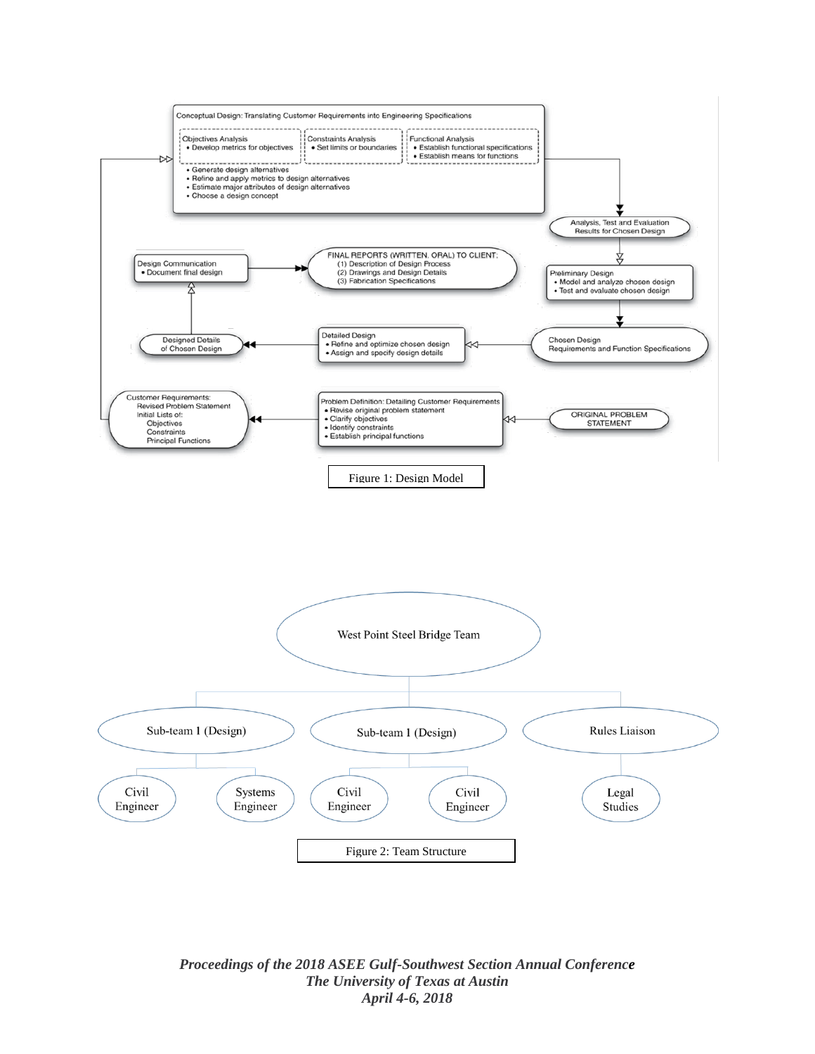Conceptual Design: Translating Customer Requirements into Engineering Specifications

- Objectives Analysis
  - Develop metrics for objectives
- Constraints Analysis
  - Set limits or boundaries
- Functional Analysis
  - Establish functional specifications
  - Establish means for functions

- Generate design alternatives
- Refine and apply metrics to design alternatives
- Estimate major attributes of design alternatives
- Choose a design concept

Analysis, Test and Evaluation Results for Chosen Design

Preliminary Design
- Model and analyze chosen design
- Test and evaluate chosen design

Chosen Design Requirements and Function Specifications

Detailed Design
- Refine and optimize chosen design
- Assign and specify design details

Designed Details of Chosen Design

Design Communication
- Document final design

FINAL REPORTS (WRITTEN, ORAL) TO CLIENT:
(1) Description of Design Process
(2) Drawings and Design Details
(3) Fabrication Specifications

ORIGINAL PROBLEM STATEMENT

Problem Definition: Detailing Customer Requirements
- Revise original problem statement
- Clarify objectives
- Identify constraints
- Establish principal functions

Customer Requirements:
Revised Problem Statement
Initial Lists of:
Objectives
Constraints
Principal Functions

Figure 1: Design Model

West Point Steel Bridge Team

- Sub-team 1 (Design)
  - Civil Engineer
  - Systems Engineer
- Sub-team 1 (Design)
  - Civil Engineer
  - Civil Engineer
- Rules Liaison
  - Legal Studies

Figure 2: Team Structure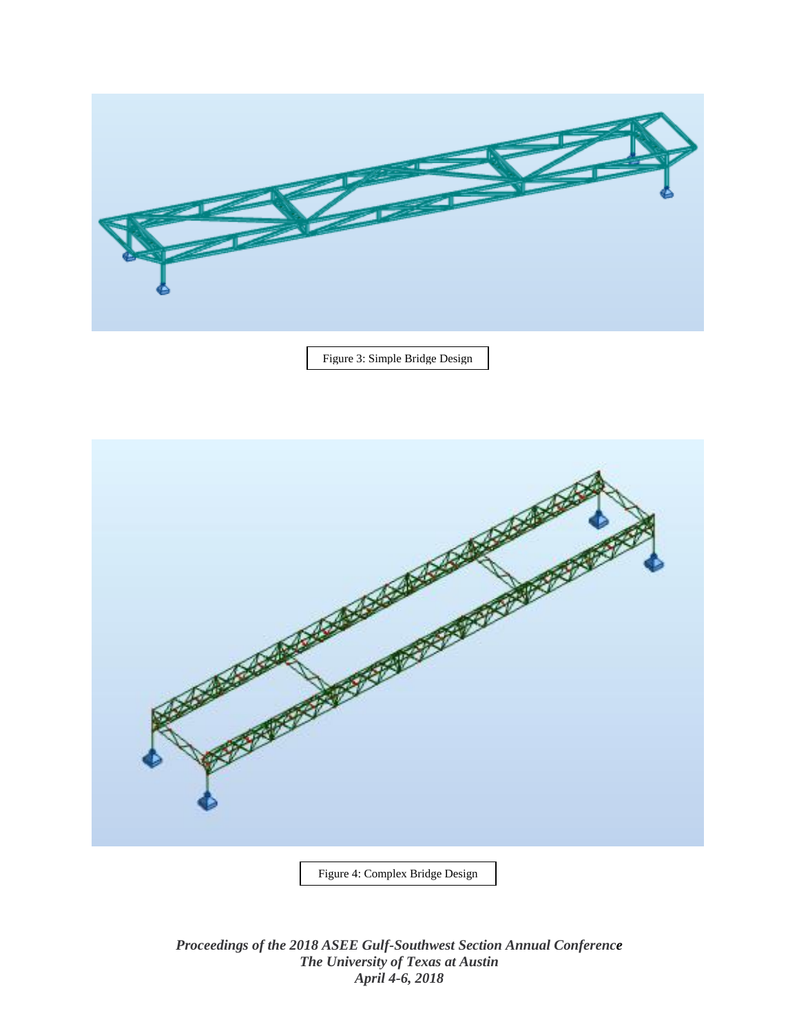Figure 3: Simple Bridge Design

Figure 4: Complex Bridge Design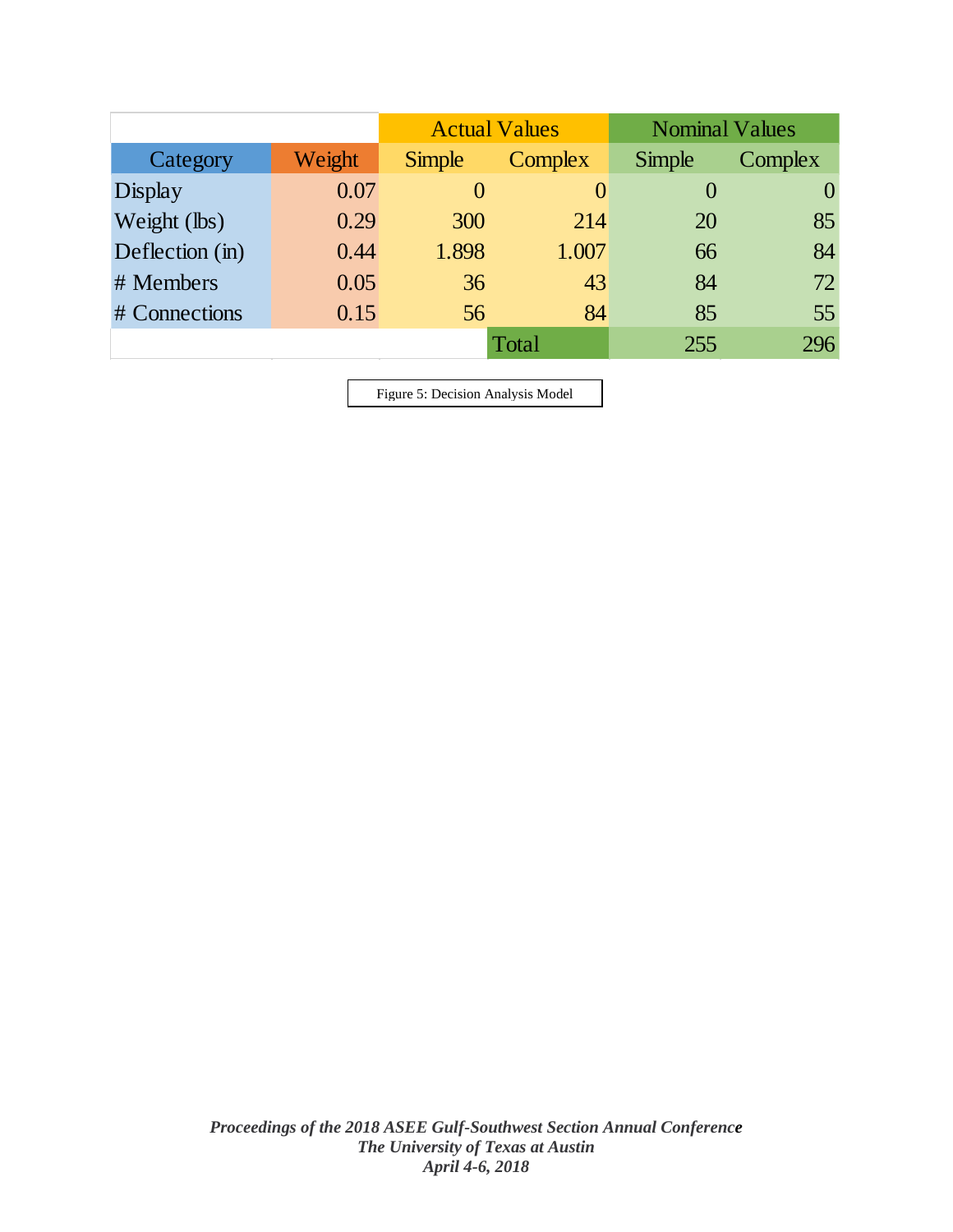| | | Actual Values | | Nominal Values | |
|---|---|---|---|---|---|
| Category | Weight | Simple | Complex | Simple | Complex |
| Display | 0.07 | 0 | 0 | 0 | 0 |
| Weight (lbs) | 0.29 | 300 | 214 | 20 | 85 |
| Deflection (in) | 0.44 | 1.898 | 1.007 | 66 | 84 |
| # Members | 0.05 | 36 | 43 | 84 | 72 |
| # Connections | 0.15 | 56 | 84 | 85 | 55 |
| | | | Total | 255 | 296 |

Figure 5: Decision Analysis Model